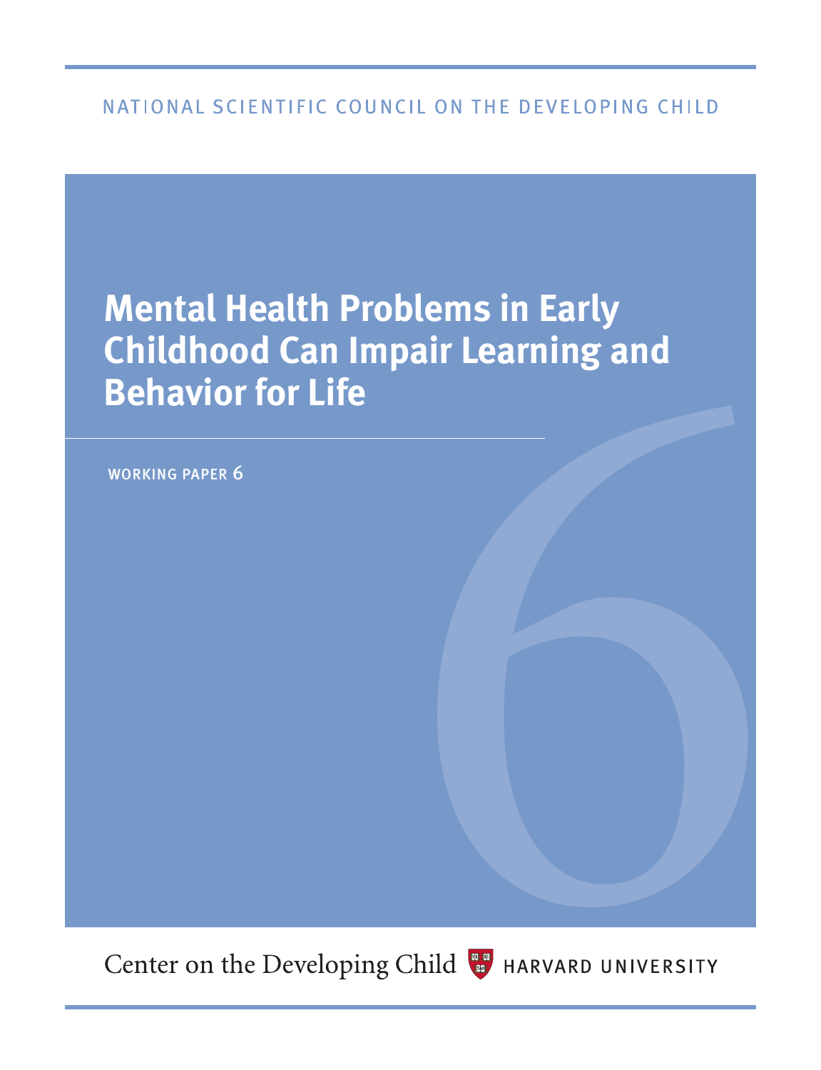NATIONAL SCIENTIFIC COUNCIL ON THE DEVELOPING CHILD

# Mental Health Problems in Early Childhood Can Impair Learning and Behavior for Life

WORKING PAPER 6

Center on the Developing Child HARVARD UNIVERSITY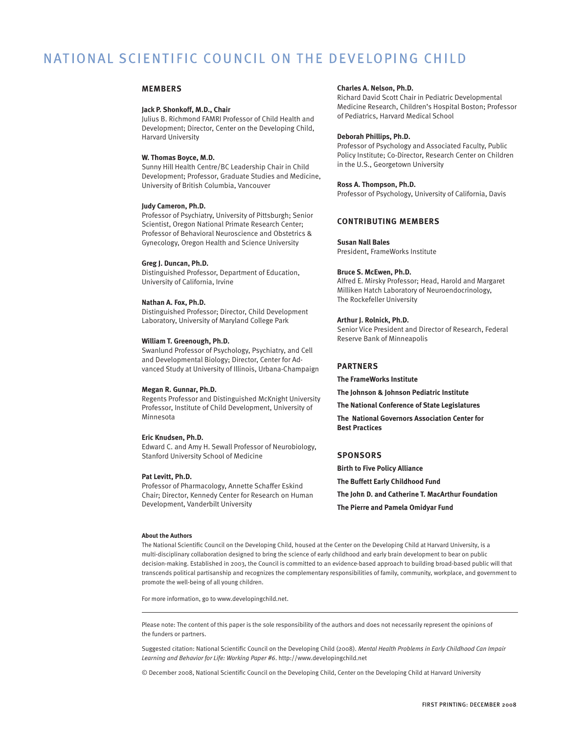# NATIONAL SCIENTIFIC COUNCIL ON THE DEVELOPING CHILD

## MEMBERS

**Jack P. Shonkoff, M.D., Chair**
Julius B. Richmond FAMRI Professor of Child Health and Development; Director, Center on the Developing Child, Harvard University

**W. Thomas Boyce, M.D.**
Sunny Hill Health Centre/BC Leadership Chair in Child Development; Professor, Graduate Studies and Medicine, University of British Columbia, Vancouver

**Judy Cameron, Ph.D.**
Professor of Psychiatry, University of Pittsburgh; Senior Scientist, Oregon National Primate Research Center; Professor of Behavioral Neuroscience and Obstetrics & Gynecology, Oregon Health and Science University

**Greg J. Duncan, Ph.D.**
Distinguished Professor, Department of Education, University of California, Irvine

**Nathan A. Fox, Ph.D.**
Distinguished Professor; Director, Child Development Laboratory, University of Maryland College Park

**William T. Greenough, Ph.D.**
Swanlund Professor of Psychology, Psychiatry, and Cell and Developmental Biology; Director, Center for Advanced Study at University of Illinois, Urbana-Champaign

**Megan R. Gunnar, Ph.D.**
Regents Professor and Distinguished McKnight University Professor, Institute of Child Development, University of Minnesota

**Eric Knudsen, Ph.D.**
Edward C. and Amy H. Sewall Professor of Neurobiology, Stanford University School of Medicine

**Pat Levitt, Ph.D.**
Professor of Pharmacology, Annette Schaffer Eskind Chair; Director, Kennedy Center for Research on Human Development, Vanderbilt University

**Charles A. Nelson, Ph.D.**
Richard David Scott Chair in Pediatric Developmental Medicine Research, Children's Hospital Boston; Professor of Pediatrics, Harvard Medical School

**Deborah Phillips, Ph.D.**
Professor of Psychology and Associated Faculty, Public Policy Institute; Co-Director, Research Center on Children in the U.S., Georgetown University

**Ross A. Thompson, Ph.D.**
Professor of Psychology, University of California, Davis

## CONTRIBUTING MEMBERS

**Susan Nall Bales**
President, FrameWorks Institute

**Bruce S. McEwen, Ph.D.**
Alfred E. Mirsky Professor; Head, Harold and Margaret Milliken Hatch Laboratory of Neuroendocrinology, The Rockefeller University

**Arthur J. Rolnick, Ph.D.**
Senior Vice President and Director of Research, Federal Reserve Bank of Minneapolis

## PARTNERS

**The FrameWorks Institute**

**The Johnson & Johnson Pediatric Institute**

**The National Conference of State Legislatures**

**The National Governors Association Center for Best Practices**

## SPONSORS

**Birth to Five Policy Alliance**

**The Buffett Early Childhood Fund**

**The John D. and Catherine T. MacArthur Foundation**

**The Pierre and Pamela Omidyar Fund**

**About the Authors**

The National Scientific Council on the Developing Child, housed at the Center on the Developing Child at Harvard University, is a multi-disciplinary collaboration designed to bring the science of early childhood and early brain development to bear on public decision-making. Established in 2003, the Council is committed to an evidence-based approach to building broad-based public will that transcends political partisanship and recognizes the complementary responsibilities of family, community, workplace, and government to promote the well-being of all young children.

For more information, go to www.developingchild.net.

---

Please note: The content of this paper is the sole responsibility of the authors and does not necessarily represent the opinions of the funders or partners.

Suggested citation: National Scientific Council on the Developing Child (2008). *Mental Health Problems in Early Childhood Can Impair Learning and Behavior for Life: Working Paper #6*. http://www.developingchild.net

© December 2008, National Scientific Council on the Developing Child, Center on the Developing Child at Harvard University

FIRST PRINTING: DECEMBER 2008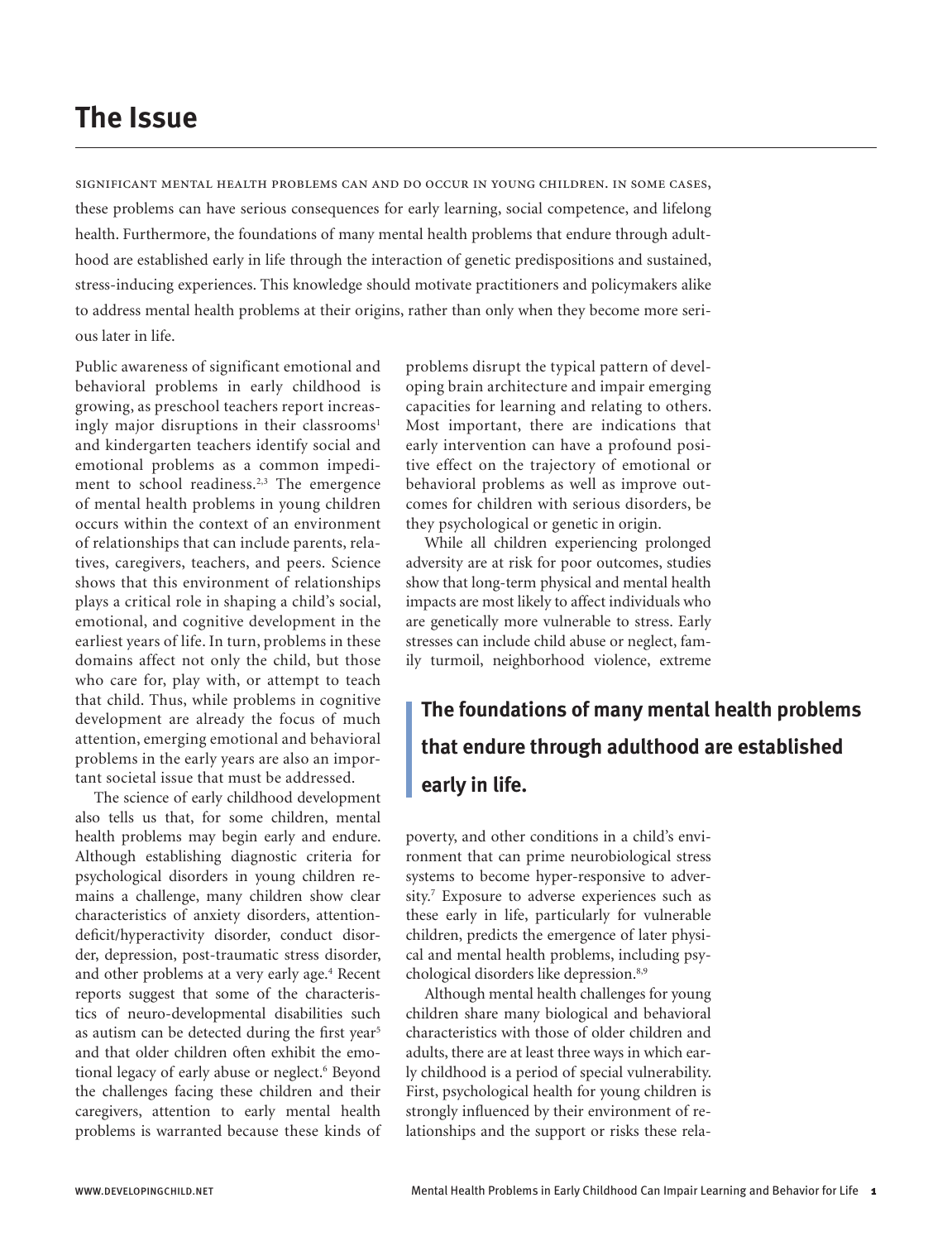# The Issue

Significant mental health problems can and do occur in young children. In some cases, these problems can have serious consequences for early learning, social competence, and lifelong health. Furthermore, the foundations of many mental health problems that endure through adulthood are established early in life through the interaction of genetic predispositions and sustained, stress-inducing experiences. This knowledge should motivate practitioners and policymakers alike to address mental health problems at their origins, rather than only when they become more serious later in life.

Public awareness of significant emotional and behavioral problems in early childhood is growing, as preschool teachers report increasingly major disruptions in their classrooms[1] and kindergarten teachers identify social and emotional problems as a common impediment to school readiness.[2,3] The emergence of mental health problems in young children occurs within the context of an environment of relationships that can include parents, relatives, caregivers, teachers, and peers. Science shows that this environment of relationships plays a critical role in shaping a child's social, emotional, and cognitive development in the earliest years of life. In turn, problems in these domains affect not only the child, but those who care for, play with, or attempt to teach that child. Thus, while problems in cognitive development are already the focus of much attention, emerging emotional and behavioral problems in the early years are also an important societal issue that must be addressed.

The science of early childhood development also tells us that, for some children, mental health problems may begin early and endure. Although establishing diagnostic criteria for psychological disorders in young children remains a challenge, many children show clear characteristics of anxiety disorders, attention-deficit/hyperactivity disorder, conduct disorder, depression, post-traumatic stress disorder, and other problems at a very early age.[4] Recent reports suggest that some of the characteristics of neuro-developmental disabilities such as autism can be detected during the first year[5] and that older children often exhibit the emotional legacy of early abuse or neglect.[6] Beyond the challenges facing these children and their caregivers, attention to early mental health problems is warranted because these kinds of problems disrupt the typical pattern of developing brain architecture and impair emerging capacities for learning and relating to others. Most important, there are indications that early intervention can have a profound positive effect on the trajectory of emotional or behavioral problems as well as improve outcomes for children with serious disorders, be they psychological or genetic in origin.

While all children experiencing prolonged adversity are at risk for poor outcomes, studies show that long-term physical and mental health impacts are most likely to affect individuals who are genetically more vulnerable to stress. Early stresses can include child abuse or neglect, family turmoil, neighborhood violence, extreme poverty, and other conditions in a child's environment that can prime neurobiological stress systems to become hyper-responsive to adversity.[7] Exposure to adverse experiences such as these early in life, particularly for vulnerable children, predicts the emergence of later physical and mental health problems, including psychological disorders like depression.[8,9]

> **The foundations of many mental health problems that endure through adulthood are established early in life.**

Although mental health challenges for young children share many biological and behavioral characteristics with those of older children and adults, there are at least three ways in which early childhood is a period of special vulnerability. First, psychological health for young children is strongly influenced by their environment of relationships and the support or risks these rela-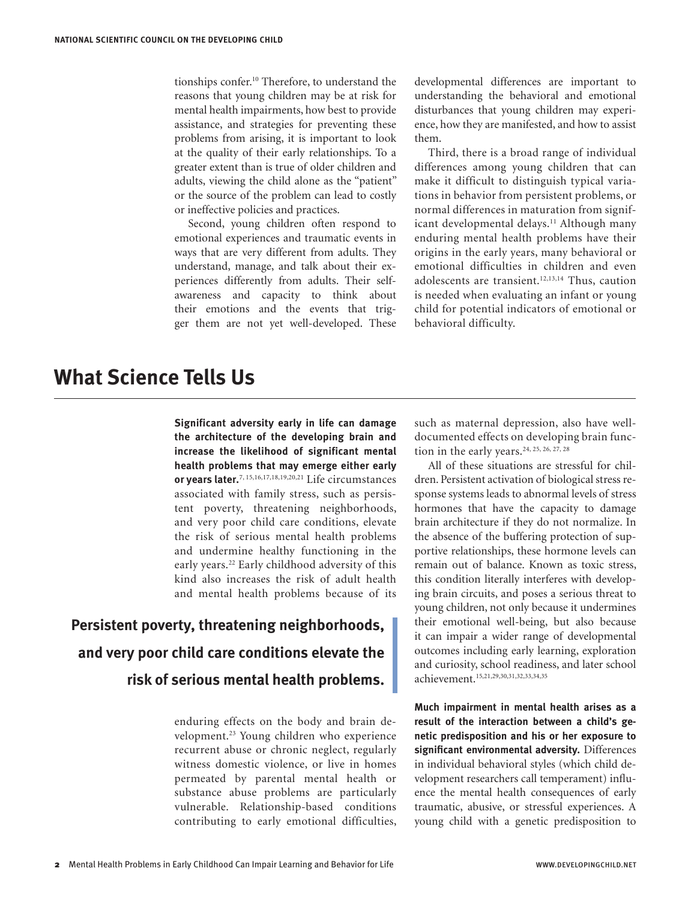tionships confer.[10] Therefore, to understand the reasons that young children may be at risk for mental health impairments, how best to provide assistance, and strategies for preventing these problems from arising, it is important to look at the quality of their early relationships. To a greater extent than is true of older children and adults, viewing the child alone as the "patient" or the source of the problem can lead to costly or ineffective policies and practices.

Second, young children often respond to emotional experiences and traumatic events in ways that are very different from adults. They understand, manage, and talk about their experiences differently from adults. Their self-awareness and capacity to think about their emotions and the events that trigger them are not yet well-developed. These developmental differences are important to understanding the behavioral and emotional disturbances that young children may experience, how they are manifested, and how to assist them.

Third, there is a broad range of individual differences among young children that can make it difficult to distinguish typical variations in behavior from persistent problems, or normal differences in maturation from significant developmental delays.[11] Although many enduring mental health problems have their origins in the early years, many behavioral or emotional difficulties in children and even adolescents are transient.[12,13,14] Thus, caution is needed when evaluating an infant or young child for potential indicators of emotional or behavioral difficulty.

## What Science Tells Us

**Significant adversity early in life can damage the architecture of the developing brain and increase the likelihood of significant mental health problems that may emerge either early or years later.**[7,15,16,17,18,19,20,21] Life circumstances associated with family stress, such as persistent poverty, threatening neighborhoods, and very poor child care conditions, elevate the risk of serious mental health problems and undermine healthy functioning in the early years.[22] Early childhood adversity of this kind also increases the risk of adult health and mental health problems because of its enduring effects on the body and brain development.[23] Young children who experience recurrent abuse or chronic neglect, regularly witness domestic violence, or live in homes permeated by parental mental health or substance abuse problems are particularly vulnerable. Relationship-based conditions contributing to early emotional difficulties, such as maternal depression, also have well-documented effects on developing brain function in the early years.[24,25,26,27,28]

**Persistent poverty, threatening neighborhoods, and very poor child care conditions elevate the risk of serious mental health problems.**

All of these situations are stressful for children. Persistent activation of biological stress response systems leads to abnormal levels of stress hormones that have the capacity to damage brain architecture if they do not normalize. In the absence of the buffering protection of supportive relationships, these hormone levels can remain out of balance. Known as toxic stress, this condition literally interferes with developing brain circuits, and poses a serious threat to young children, not only because it undermines their emotional well-being, but also because it can impair a wider range of developmental outcomes including early learning, exploration and curiosity, school readiness, and later school achievement.[15,21,29,30,31,32,33,34,35]

**Much impairment in mental health arises as a result of the interaction between a child's genetic predisposition and his or her exposure to significant environmental adversity.** Differences in individual behavioral styles (which child development researchers call temperament) influence the mental health consequences of early traumatic, abusive, or stressful experiences. A young child with a genetic predisposition to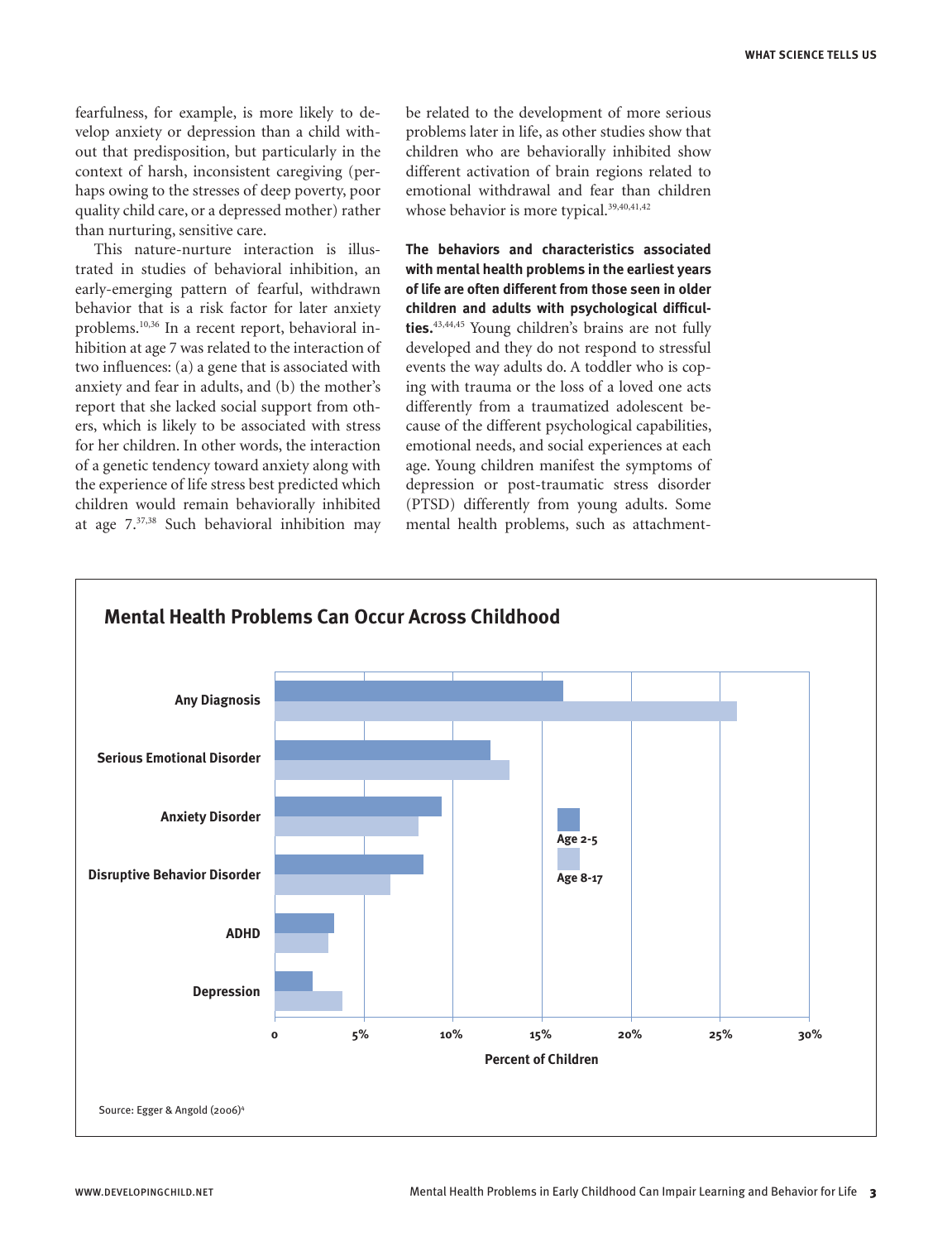fearfulness, for example, is more likely to develop anxiety or depression than a child without that predisposition, but particularly in the context of harsh, inconsistent caregiving (perhaps owing to the stresses of deep poverty, poor quality child care, or a depressed mother) rather than nurturing, sensitive care.

This nature-nurture interaction is illustrated in studies of behavioral inhibition, an early-emerging pattern of fearful, withdrawn behavior that is a risk factor for later anxiety problems.[10,36] In a recent report, behavioral inhibition at age 7 was related to the interaction of two influences: (a) a gene that is associated with anxiety and fear in adults, and (b) the mother's report that she lacked social support from others, which is likely to be associated with stress for her children. In other words, the interaction of a genetic tendency toward anxiety along with the experience of life stress best predicted which children would remain behaviorally inhibited at age 7.[37,38] Such behavioral inhibition may be related to the development of more serious problems later in life, as other studies show that children who are behaviorally inhibited show different activation of brain regions related to emotional withdrawal and fear than children whose behavior is more typical.[39,40,41,42]

**The behaviors and characteristics associated with mental health problems in the earliest years of life are often different from those seen in older children and adults with psychological difficulties.**[43,44,45] Young children's brains are not fully developed and they do not respond to stressful events the way adults do. A toddler who is coping with trauma or the loss of a loved one acts differently from a traumatized adolescent because of the different psychological capabilities, emotional needs, and social experiences at each age. Young children manifest the symptoms of depression or post-traumatic stress disorder (PTSD) differently from young adults. Some mental health problems, such as attachment-

## Mental Health Problems Can Occur Across Childhood

Any Diagnosis
Serious Emotional Disorder
Anxiety Disorder
Disruptive Behavior Disorder
ADHD
Depression

0
5%
10%
15%
20%
25%
30%

Percent of Children

Age 2-5
Age 8-17

Source: Egger & Angold (2006)[4]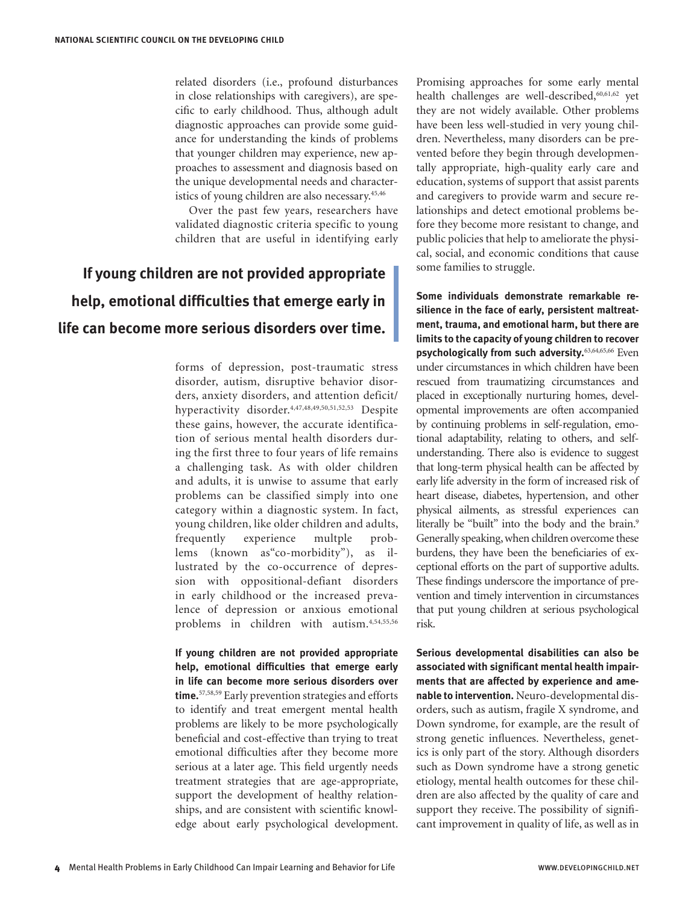related disorders (i.e., profound disturbances in close relationships with caregivers), are specific to early childhood. Thus, although adult diagnostic approaches can provide some guidance for understanding the kinds of problems that younger children may experience, new approaches to assessment and diagnosis based on the unique developmental needs and characteristics of young children are also necessary.[45,46]

Over the past few years, researchers have validated diagnostic criteria specific to young children that are useful in identifying early forms of depression, post-traumatic stress disorder, autism, disruptive behavior disorders, anxiety disorders, and attention deficit/hyperactivity disorder.[4,47,48,49,50,51,52,53] Despite these gains, however, the accurate identification of serious mental health disorders during the first three to four years of life remains a challenging task. As with older children and adults, it is unwise to assume that early problems can be classified simply into one category within a diagnostic system. In fact, young children, like older children and adults, frequently experience multple problems (known as"co-morbidity"), as illustrated by the co-occurrence of depression with oppositional-defiant disorders in early childhood or the increased prevalence of depression or anxious emotional problems in children with autism.[4,54,55,56]

**If young children are not provided appropriate help, emotional difficulties that emerge early in life can become more serious disorders over time.**

**If young children are not provided appropriate help, emotional difficulties that emerge early in life can become more serious disorders over time.**[57,58,59] Early prevention strategies and efforts to identify and treat emergent mental health problems are likely to be more psychologically beneficial and cost-effective than trying to treat emotional difficulties after they become more serious at a later age. This field urgently needs treatment strategies that are age-appropriate, support the development of healthy relationships, and are consistent with scientific knowledge about early psychological development. Promising approaches for some early mental health challenges are well-described,[60,61,62] yet they are not widely available. Other problems have been less well-studied in very young children. Nevertheless, many disorders can be prevented before they begin through developmentally appropriate, high-quality early care and education, systems of support that assist parents and caregivers to provide warm and secure relationships and detect emotional problems before they become more resistant to change, and public policies that help to ameliorate the physical, social, and economic conditions that cause some families to struggle.

**Some individuals demonstrate remarkable resilience in the face of early, persistent maltreatment, trauma, and emotional harm, but there are limits to the capacity of young children to recover psychologically from such adversity.**[63,64,65,66] Even under circumstances in which children have been rescued from traumatizing circumstances and placed in exceptionally nurturing homes, developmental improvements are often accompanied by continuing problems in self-regulation, emotional adaptability, relating to others, and self-understanding. There also is evidence to suggest that long-term physical health can be affected by early life adversity in the form of increased risk of heart disease, diabetes, hypertension, and other physical ailments, as stressful experiences can literally be "built" into the body and the brain.[9] Generally speaking, when children overcome these burdens, they have been the beneficiaries of exceptional efforts on the part of supportive adults. These findings underscore the importance of prevention and timely intervention in circumstances that put young children at serious psychological risk.

**Serious developmental disabilities can also be associated with significant mental health impairments that are affected by experience and amenable to intervention.** Neuro-developmental disorders, such as autism, fragile X syndrome, and Down syndrome, for example, are the result of strong genetic influences. Nevertheless, genetics is only part of the story. Although disorders such as Down syndrome have a strong genetic etiology, mental health outcomes for these children are also affected by the quality of care and support they receive. The possibility of significant improvement in quality of life, as well as in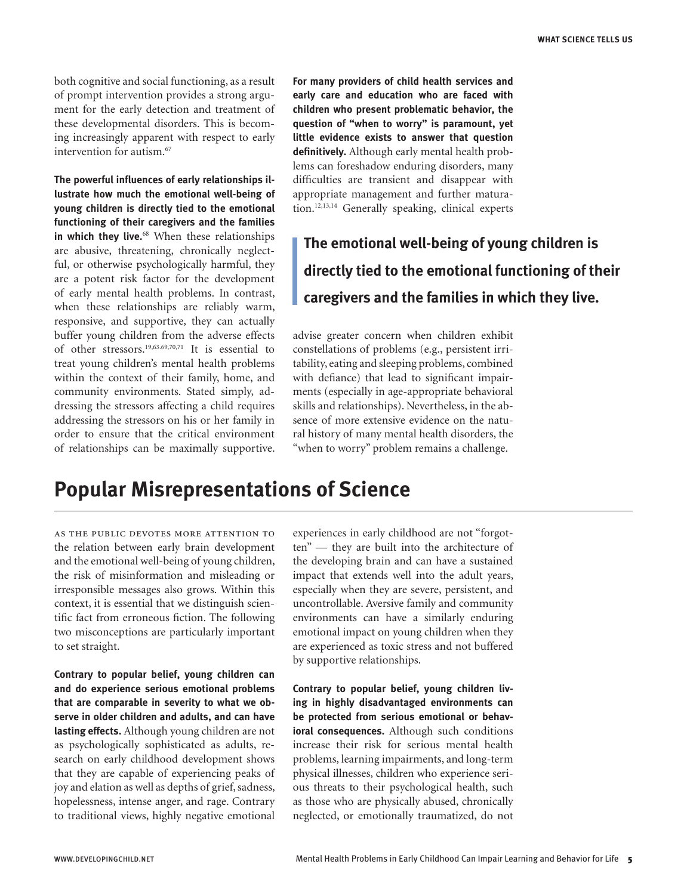both cognitive and social functioning, as a result of prompt intervention provides a strong argument for the early detection and treatment of these developmental disorders. This is becoming increasingly apparent with respect to early intervention for autism.[67]

**The powerful influences of early relationships illustrate how much the emotional well-being of young children is directly tied to the emotional functioning of their caregivers and the families in which they live.**[68] When these relationships are abusive, threatening, chronically neglectful, or otherwise psychologically harmful, they are a potent risk factor for the development of early mental health problems. In contrast, when these relationships are reliably warm, responsive, and supportive, they can actually buffer young children from the adverse effects of other stressors.[19,63,69,70,71] It is essential to treat young children's mental health problems within the context of their family, home, and community environments. Stated simply, addressing the stressors affecting a child requires addressing the stressors on his or her family in order to ensure that the critical environment of relationships can be maximally supportive.

**For many providers of child health services and early care and education who are faced with children who present problematic behavior, the question of "when to worry" is paramount, yet little evidence exists to answer that question definitively.** Although early mental health problems can foreshadow enduring disorders, many difficulties are transient and disappear with appropriate management and further maturation.[12,13,14] Generally speaking, clinical experts advise greater concern when children exhibit constellations of problems (e.g., persistent irritability, eating and sleeping problems, combined with defiance) that lead to significant impairments (especially in age-appropriate behavioral skills and relationships). Nevertheless, in the absence of more extensive evidence on the natural history of many mental health disorders, the "when to worry" problem remains a challenge.

> **The emotional well-being of young children is directly tied to the emotional functioning of their caregivers and the families in which they live.**

## Popular Misrepresentations of Science

As the public devotes more attention to the relation between early brain development and the emotional well-being of young children, the risk of misinformation and misleading or irresponsible messages also grows. Within this context, it is essential that we distinguish scientific fact from erroneous fiction. The following two misconceptions are particularly important to set straight.

**Contrary to popular belief, young children can and do experience serious emotional problems that are comparable in severity to what we observe in older children and adults, and can have lasting effects.** Although young children are not as psychologically sophisticated as adults, research on early childhood development shows that they are capable of experiencing peaks of joy and elation as well as depths of grief, sadness, hopelessness, intense anger, and rage. Contrary to traditional views, highly negative emotional experiences in early childhood are not "forgotten" — they are built into the architecture of the developing brain and can have a sustained impact that extends well into the adult years, especially when they are severe, persistent, and uncontrollable. Aversive family and community environments can have a similarly enduring emotional impact on young children when they are experienced as toxic stress and not buffered by supportive relationships.

**Contrary to popular belief, young children living in highly disadvantaged environments can be protected from serious emotional or behavioral consequences.** Although such conditions increase their risk for serious mental health problems, learning impairments, and long-term physical illnesses, children who experience serious threats to their psychological health, such as those who are physically abused, chronically neglected, or emotionally traumatized, do not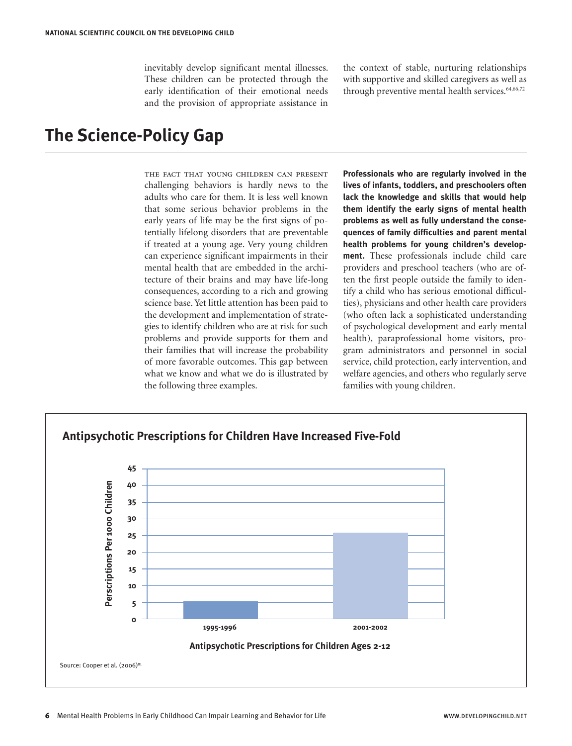inevitably develop significant mental illnesses. These children can be protected through the early identification of their emotional needs and the provision of appropriate assistance in the context of stable, nurturing relationships with supportive and skilled caregivers as well as through preventive mental health services.[64,66,72]

# The Science-Policy Gap

The fact that young children can present challenging behaviors is hardly news to the adults who care for them. It is less well known that some serious behavior problems in the early years of life may be the first signs of potentially lifelong disorders that are preventable if treated at a young age. Very young children can experience significant impairments in their mental health that are embedded in the architecture of their brains and may have life-long consequences, according to a rich and growing science base. Yet little attention has been paid to the development and implementation of strategies to identify children who are at risk for such problems and provide supports for them and their families that will increase the probability of more favorable outcomes. This gap between what we know and what we do is illustrated by the following three examples.

**Professionals who are regularly involved in the lives of infants, toddlers, and preschoolers often lack the knowledge and skills that would help them identify the early signs of mental health problems as well as fully understand the consequences of family difficulties and parent mental health problems for young children's development.** These professionals include child care providers and preschool teachers (who are often the first people outside the family to identify a child who has serious emotional difficulties), physicians and other health care providers (who often lack a sophisticated understanding of psychological development and early mental health), paraprofessional home visitors, program administrators and personnel in social service, child protection, early intervention, and welfare agencies, and others who regularly serve families with young children.

**Antipsychotic Prescriptions for Children Have Increased Five-Fold**

Perscriptions Per 1000 Children

45
40
35
30
25
20
15
10
5
0

1995-1996
2001-2002

Antipsychotic Prescriptions for Children Ages 2-12

Source: Cooper et al. (2006)[81]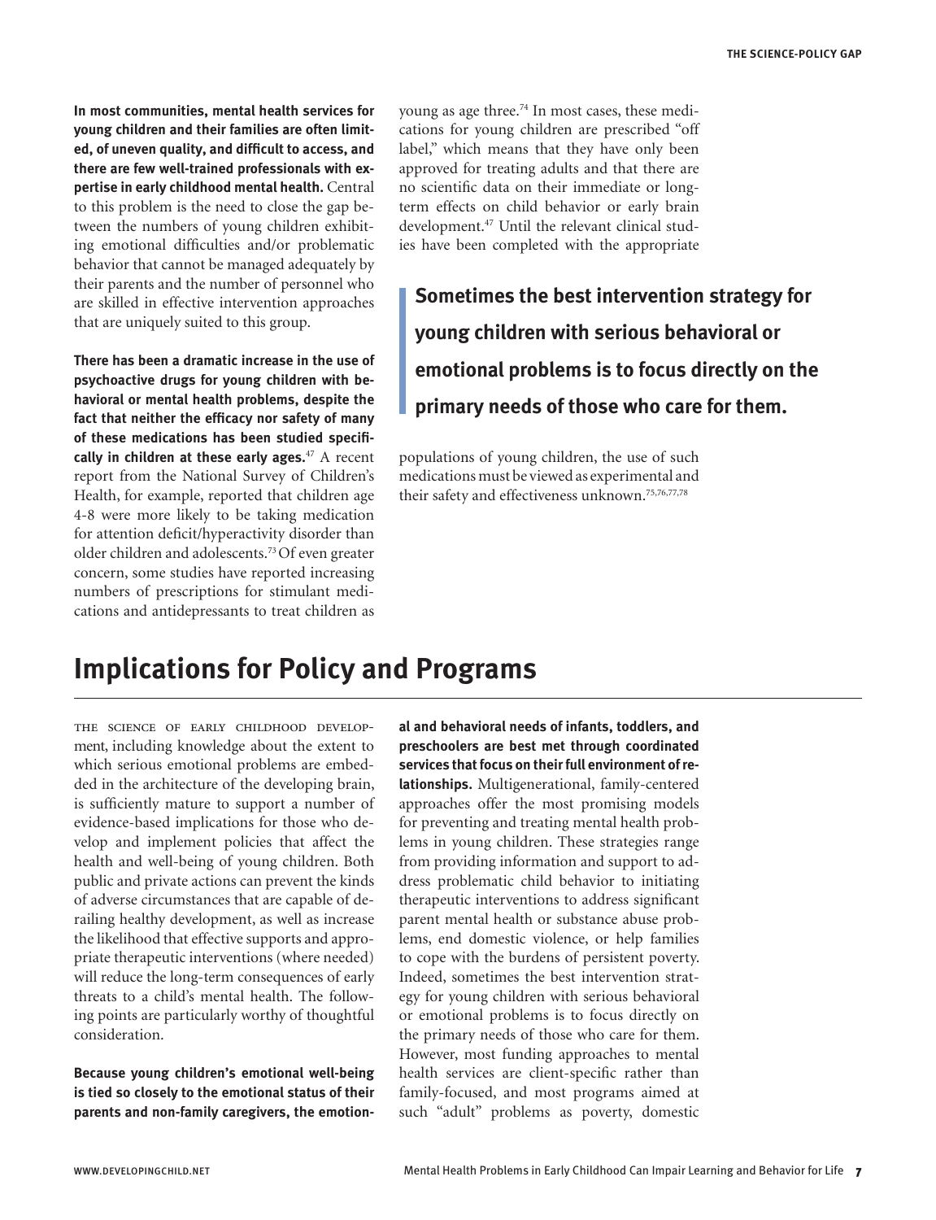**In most communities, mental health services for young children and their families are often limited, of uneven quality, and difficult to access, and there are few well-trained professionals with expertise in early childhood mental health.** Central to this problem is the need to close the gap between the numbers of young children exhibiting emotional difficulties and/or problematic behavior that cannot be managed adequately by their parents and the number of personnel who are skilled in effective intervention approaches that are uniquely suited to this group.

**There has been a dramatic increase in the use of psychoactive drugs for young children with behavioral or mental health problems, despite the fact that neither the efficacy nor safety of many of these medications has been studied specifically in children at these early ages.**[47] A recent report from the National Survey of Children's Health, for example, reported that children age 4-8 were more likely to be taking medication for attention deficit/hyperactivity disorder than older children and adolescents.[73] Of even greater concern, some studies have reported increasing numbers of prescriptions for stimulant medications and antidepressants to treat children as young as age three.[74] In most cases, these medications for young children are prescribed "off label," which means that they have only been approved for treating adults and that there are no scientific data on their immediate or long-term effects on child behavior or early brain development.[47] Until the relevant clinical studies have been completed with the appropriate populations of young children, the use of such medications must be viewed as experimental and their safety and effectiveness unknown.[75,76,77,78]

> **Sometimes the best intervention strategy for young children with serious behavioral or emotional problems is to focus directly on the primary needs of those who care for them.**

## Implications for Policy and Programs

The science of early childhood development, including knowledge about the extent to which serious emotional problems are embedded in the architecture of the developing brain, is sufficiently mature to support a number of evidence-based implications for those who develop and implement policies that affect the health and well-being of young children. Both public and private actions can prevent the kinds of adverse circumstances that are capable of derailing healthy development, as well as increase the likelihood that effective supports and appropriate therapeutic interventions (where needed) will reduce the long-term consequences of early threats to a child's mental health. The following points are particularly worthy of thoughtful consideration.

**Because young children's emotional well-being is tied so closely to the emotional status of their parents and non-family caregivers, the emotional and behavioral needs of infants, toddlers, and preschoolers are best met through coordinated services that focus on their full environment of relationships.** Multigenerational, family-centered approaches offer the most promising models for preventing and treating mental health problems in young children. These strategies range from providing information and support to address problematic child behavior to initiating therapeutic interventions to address significant parent mental health or substance abuse problems, end domestic violence, or help families to cope with the burdens of persistent poverty. Indeed, sometimes the best intervention strategy for young children with serious behavioral or emotional problems is to focus directly on the primary needs of those who care for them. However, most funding approaches to mental health services are client-specific rather than family-focused, and most programs aimed at such "adult" problems as poverty, domestic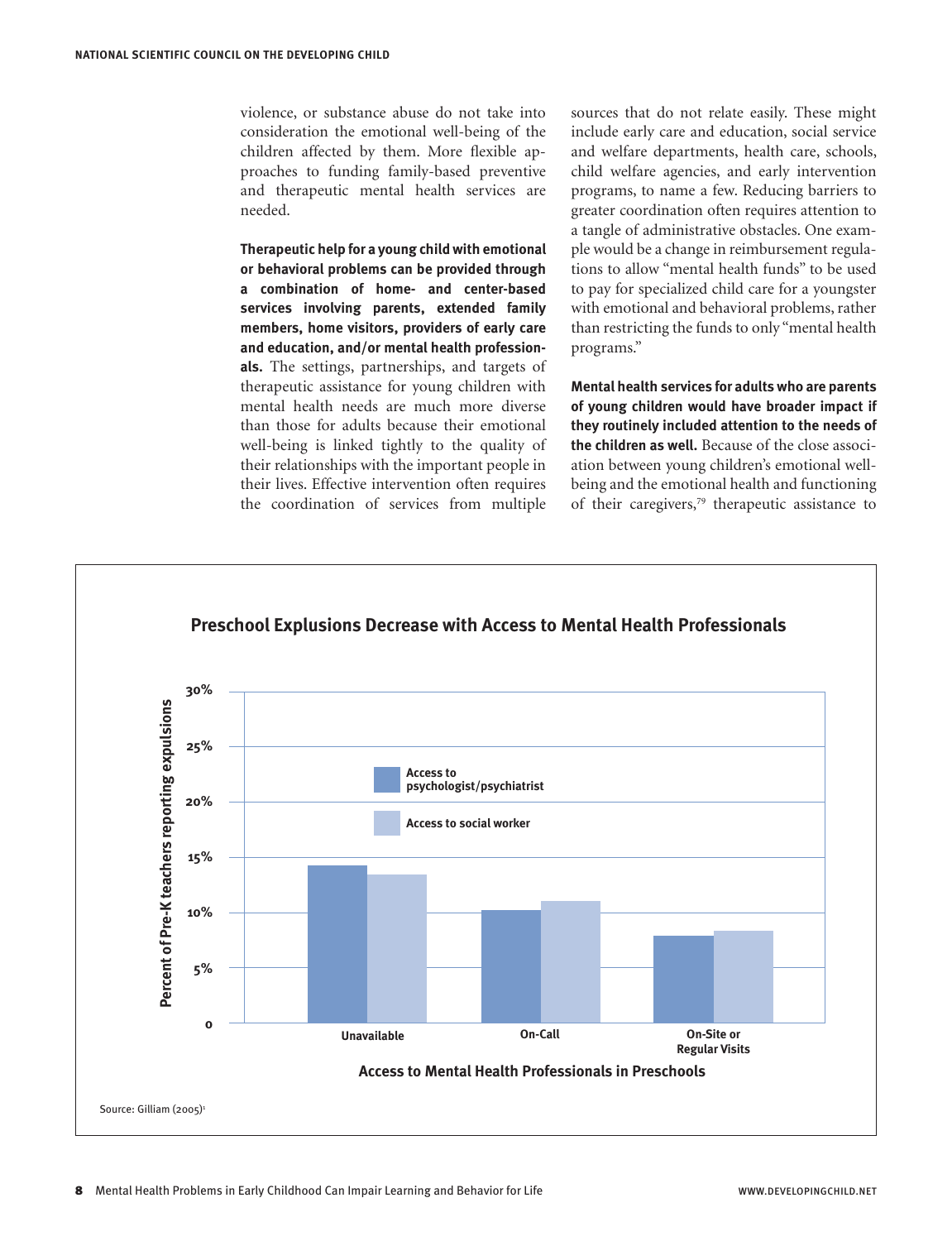violence, or substance abuse do not take into consideration the emotional well-being of the children affected by them. More flexible approaches to funding family-based preventive and therapeutic mental health services are needed.

**Therapeutic help for a young child with emotional or behavioral problems can be provided through a combination of home- and center-based services involving parents, extended family members, home visitors, providers of early care and education, and/or mental health professionals.** The settings, partnerships, and targets of therapeutic assistance for young children with mental health needs are much more diverse than those for adults because their emotional well-being is linked tightly to the quality of their relationships with the important people in their lives. Effective intervention often requires the coordination of services from multiple sources that do not relate easily. These might include early care and education, social service and welfare departments, health care, schools, child welfare agencies, and early intervention programs, to name a few. Reducing barriers to greater coordination often requires attention to a tangle of administrative obstacles. One example would be a change in reimbursement regulations to allow "mental health funds" to be used to pay for specialized child care for a youngster with emotional and behavioral problems, rather than restricting the funds to only "mental health programs."

**Mental health services for adults who are parents of young children would have broader impact if they routinely included attention to the needs of the children as well.** Because of the close association between young children's emotional well-being and the emotional health and functioning of their caregivers,[79] therapeutic assistance to

**Preschool Explusions Decrease with Access to Mental Health Professionals**

Percent of Pre-K teachers reporting expulsions

30%
25%
20%
15%
10%
5%
0

Access to psychologist/psychiatrist
Access to social worker

Unavailable
On-Call
On-Site or Regular Visits

Access to Mental Health Professionals in Preschools

Source: Gilliam (2005)[1]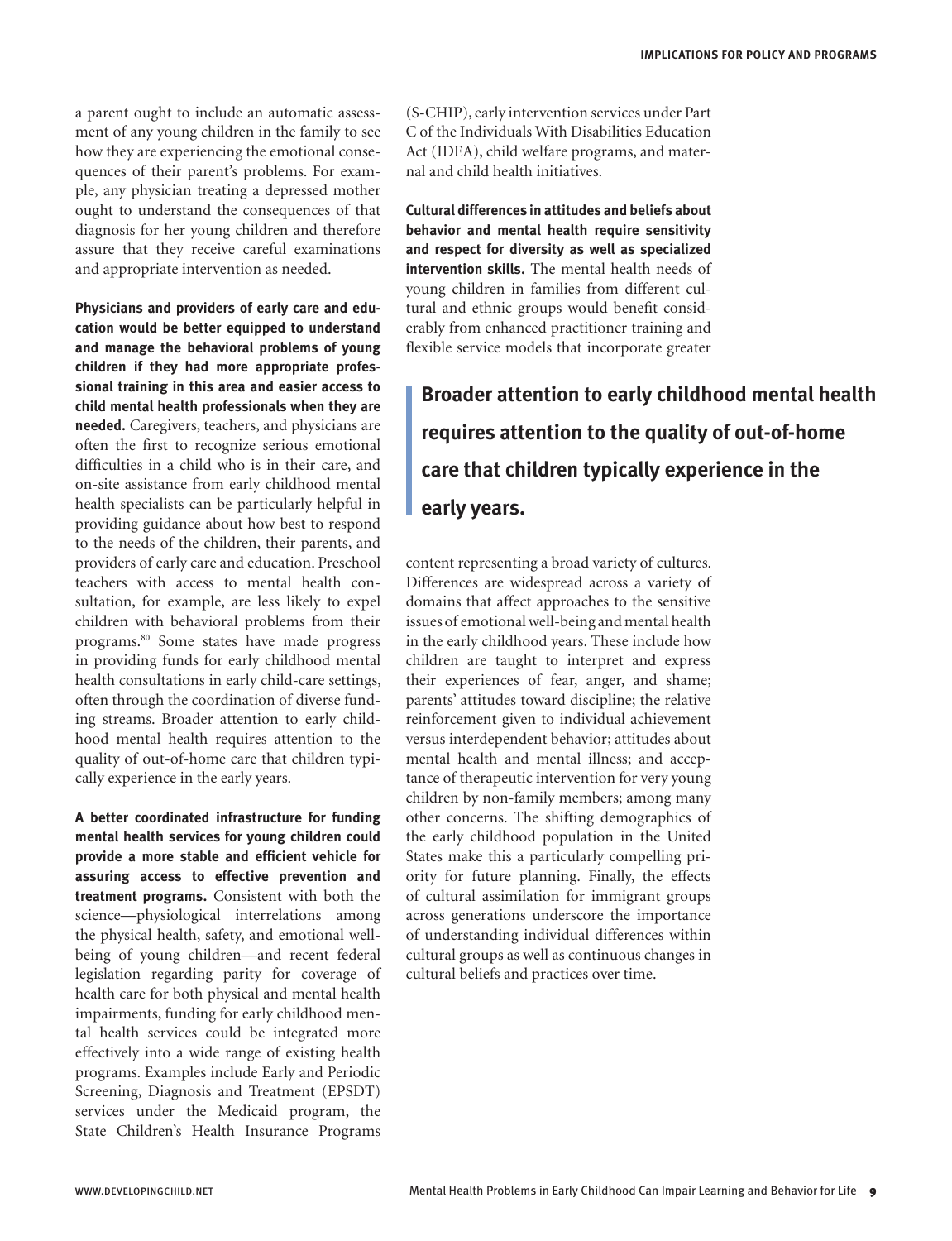a parent ought to include an automatic assessment of any young children in the family to see how they are experiencing the emotional consequences of their parent's problems. For example, any physician treating a depressed mother ought to understand the consequences of that diagnosis for her young children and therefore assure that they receive careful examinations and appropriate intervention as needed.

**Physicians and providers of early care and education would be better equipped to understand and manage the behavioral problems of young children if they had more appropriate professional training in this area and easier access to child mental health professionals when they are needed.** Caregivers, teachers, and physicians are often the first to recognize serious emotional difficulties in a child who is in their care, and on-site assistance from early childhood mental health specialists can be particularly helpful in providing guidance about how best to respond to the needs of the children, their parents, and providers of early care and education. Preschool teachers with access to mental health consultation, for example, are less likely to expel children with behavioral problems from their programs.[80] Some states have made progress in providing funds for early childhood mental health consultations in early child-care settings, often through the coordination of diverse funding streams. Broader attention to early childhood mental health requires attention to the quality of out-of-home care that children typically experience in the early years.

**A better coordinated infrastructure for funding mental health services for young children could provide a more stable and efficient vehicle for assuring access to effective prevention and treatment programs.** Consistent with both the science—physiological interrelations among the physical health, safety, and emotional well-being of young children—and recent federal legislation regarding parity for coverage of health care for both physical and mental health impairments, funding for early childhood mental health services could be integrated more effectively into a wide range of existing health programs. Examples include Early and Periodic Screening, Diagnosis and Treatment (EPSDT) services under the Medicaid program, the State Children's Health Insurance Programs (S-CHIP), early intervention services under Part C of the Individuals With Disabilities Education Act (IDEA), child welfare programs, and maternal and child health initiatives.

**Cultural differences in attitudes and beliefs about behavior and mental health require sensitivity and respect for diversity as well as specialized intervention skills.** The mental health needs of young children in families from different cultural and ethnic groups would benefit considerably from enhanced practitioner training and flexible service models that incorporate greater content representing a broad variety of cultures. Differences are widespread across a variety of domains that affect approaches to the sensitive issues of emotional well-being and mental health in the early childhood years. These include how children are taught to interpret and express their experiences of fear, anger, and shame; parents' attitudes toward discipline; the relative reinforcement given to individual achievement versus interdependent behavior; attitudes about mental health and mental illness; and acceptance of therapeutic intervention for very young children by non-family members; among many other concerns. The shifting demographics of the early childhood population in the United States make this a particularly compelling priority for future planning. Finally, the effects of cultural assimilation for immigrant groups across generations underscore the importance of understanding individual differences within cultural groups as well as continuous changes in cultural beliefs and practices over time.

> **Broader attention to early childhood mental health requires attention to the quality of out-of-home care that children typically experience in the early years.**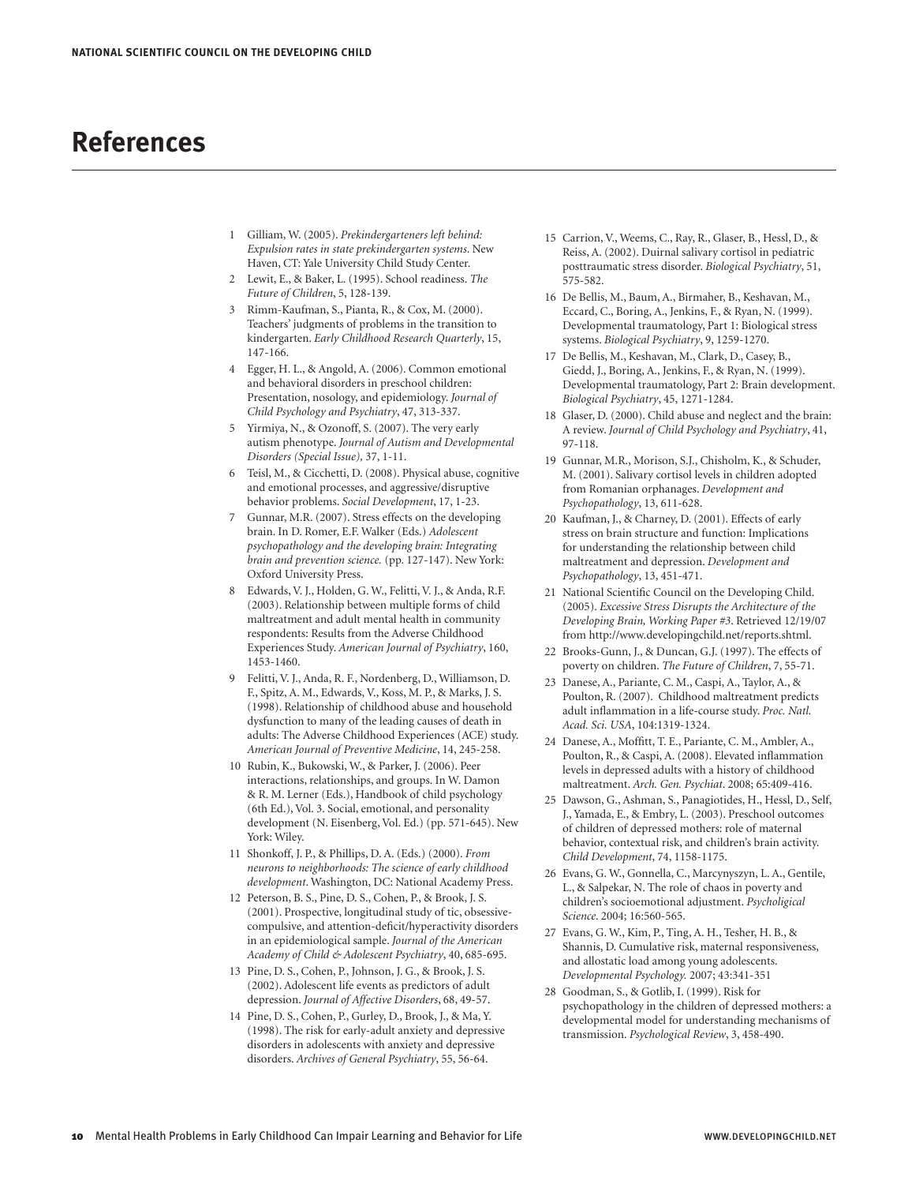# References

1. Gilliam, W. (2005). *Prekindergarteners left behind: Expulsion rates in state prekindergarten systems*. New Haven, CT: Yale University Child Study Center.
2. Lewit, E., & Baker, L. (1995). School readiness. *The Future of Children*, 5, 128-139.
3. Rimm-Kaufman, S., Pianta, R., & Cox, M. (2000). Teachers' judgments of problems in the transition to kindergarten. *Early Childhood Research Quarterly*, 15, 147-166.
4. Egger, H. L., & Angold, A. (2006). Common emotional and behavioral disorders in preschool children: Presentation, nosology, and epidemiology. *Journal of Child Psychology and Psychiatry*, 47, 313-337.
5. Yirmiya, N., & Ozonoff, S. (2007). The very early autism phenotype. *Journal of Autism and Developmental Disorders (Special Issue)*, 37, 1-11.
6. Teisl, M., & Cicchetti, D. (2008). Physical abuse, cognitive and emotional processes, and aggressive/disruptive behavior problems. *Social Development*, 17, 1-23.
7. Gunnar, M.R. (2007). Stress effects on the developing brain. In D. Romer, E.F. Walker (Eds.) *Adolescent psychopathology and the developing brain: Integrating brain and prevention science.* (pp. 127-147). New York: Oxford University Press.
8. Edwards, V. J., Holden, G. W., Felitti, V. J., & Anda, R.F. (2003). Relationship between multiple forms of child maltreatment and adult mental health in community respondents: Results from the Adverse Childhood Experiences Study. *American Journal of Psychiatry*, 160, 1453-1460.
9. Felitti, V. J., Anda, R. F., Nordenberg, D., Williamson, D. F., Spitz, A. M., Edwards, V., Koss, M. P., & Marks, J. S. (1998). Relationship of childhood abuse and household dysfunction to many of the leading causes of death in adults: The Adverse Childhood Experiences (ACE) study. *American Journal of Preventive Medicine*, 14, 245-258.
10. Rubin, K., Bukowski, W., & Parker, J. (2006). Peer interactions, relationships, and groups. In W. Damon & R. M. Lerner (Eds.), Handbook of child psychology (6th Ed.), Vol. 3. Social, emotional, and personality development (N. Eisenberg, Vol. Ed.) (pp. 571-645). New York: Wiley.
11. Shonkoff, J. P., & Phillips, D. A. (Eds.) (2000). *From neurons to neighborhoods: The science of early childhood development*. Washington, DC: National Academy Press.
12. Peterson, B. S., Pine, D. S., Cohen, P., & Brook, J. S. (2001). Prospective, longitudinal study of tic, obsessive-compulsive, and attention-deficit/hyperactivity disorders in an epidemiological sample. *Journal of the American Academy of Child & Adolescent Psychiatry*, 40, 685-695.
13. Pine, D. S., Cohen, P., Johnson, J. G., & Brook, J. S. (2002). Adolescent life events as predictors of adult depression. *Journal of Affective Disorders*, 68, 49-57.
14. Pine, D. S., Cohen, P., Gurley, D., Brook, J., & Ma, Y. (1998). The risk for early-adult anxiety and depressive disorders in adolescents with anxiety and depressive disorders. *Archives of General Psychiatry*, 55, 56-64.
15. Carrion, V., Weems, C., Ray, R., Glaser, B., Hessl, D., & Reiss, A. (2002). Duirnal salivary cortisol in pediatric posttraumatic stress disorder. *Biological Psychiatry*, 51, 575-582.
16. De Bellis, M., Baum, A., Birmaher, B., Keshavan, M., Eccard, C., Boring, A., Jenkins, F., & Ryan, N. (1999). Developmental traumatology, Part 1: Biological stress systems. *Biological Psychiatry*, 9, 1259-1270.
17. De Bellis, M., Keshavan, M., Clark, D., Casey, B., Giedd, J., Boring, A., Jenkins, F., & Ryan, N. (1999). Developmental traumatology, Part 2: Brain development. *Biological Psychiatry*, 45, 1271-1284.
18. Glaser, D. (2000). Child abuse and neglect and the brain: A review. *Journal of Child Psychology and Psychiatry*, 41, 97-118.
19. Gunnar, M.R., Morison, S.J., Chisholm, K., & Schuder, M. (2001). Salivary cortisol levels in children adopted from Romanian orphanages. *Development and Psychopathology*, 13, 611-628.
20. Kaufman, J., & Charney, D. (2001). Effects of early stress on brain structure and function: Implications for understanding the relationship between child maltreatment and depression. *Development and Psychopathology*, 13, 451-471.
21. National Scientific Council on the Developing Child. (2005). *Excessive Stress Disrupts the Architecture of the Developing Brain, Working Paper #3*. Retrieved 12/19/07 from http://www.developingchild.net/reports.shtml.
22. Brooks-Gunn, J., & Duncan, G.J. (1997). The effects of poverty on children. *The Future of Children*, 7, 55-71.
23. Danese, A., Pariante, C. M., Caspi, A., Taylor, A., & Poulton, R. (2007). Childhood maltreatment predicts adult inflammation in a life-course study. *Proc. Natl. Acad. Sci. USA*, 104:1319-1324.
24. Danese, A., Moffitt, T. E., Pariante, C. M., Ambler, A., Poulton, R., & Caspi, A. (2008). Elevated inflammation levels in depressed adults with a history of childhood maltreatment. *Arch. Gen. Psychiat*. 2008; 65:409-416.
25. Dawson, G., Ashman, S., Panagiotides, H., Hessl, D., Self, J., Yamada, E., & Embry, L. (2003). Preschool outcomes of children of depressed mothers: role of maternal behavior, contextual risk, and children's brain activity. *Child Development*, 74, 1158-1175.
26. Evans, G. W., Gonnella, C., Marcynyszyn, L. A., Gentile, L., & Salpekar, N. The role of chaos in poverty and children's socioemotional adjustment. *Psycholigical Science*. 2004; 16:560-565.
27. Evans, G. W., Kim, P., Ting, A. H., Tesher, H. B., & Shannis, D. Cumulative risk, maternal responsiveness, and allostatic load among young adolescents. *Developmental Psychology.* 2007; 43:341-351
28. Goodman, S., & Gotlib, I. (1999). Risk for psychopathology in the children of depressed mothers: a developmental model for understanding mechanisms of transmission. *Psychological Review*, 3, 458-490.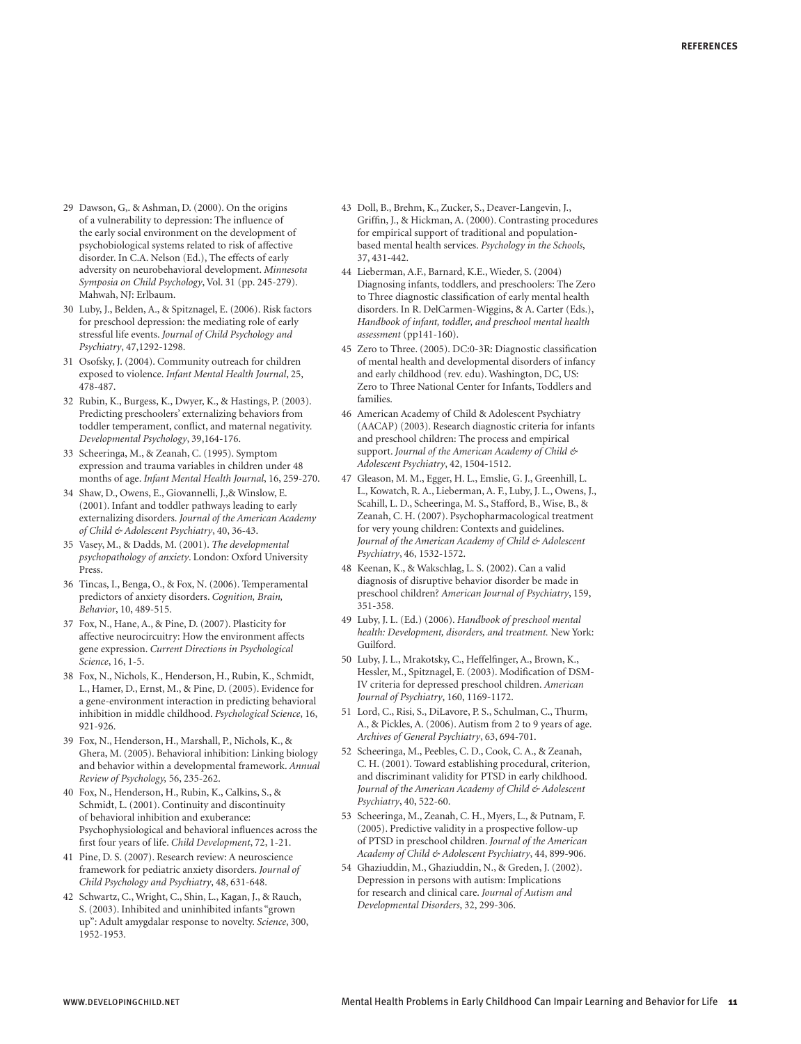29 Dawson, G,. & Ashman, D. (2000). On the origins of a vulnerability to depression: The influence of the early social environment on the development of psychobiological systems related to risk of affective disorder. In C.A. Nelson (Ed.), The effects of early adversity on neurobehavioral development. *Minnesota Symposia on Child Psychology*, Vol. 31 (pp. 245-279). Mahwah, NJ: Erlbaum.

30 Luby, J., Belden, A., & Spitznagel, E. (2006). Risk factors for preschool depression: the mediating role of early stressful life events. *Journal of Child Psychology and Psychiatry*, 47,1292-1298.

31 Osofsky, J. (2004). Community outreach for children exposed to violence. *Infant Mental Health Journal*, 25, 478-487.

32 Rubin, K., Burgess, K., Dwyer, K., & Hastings, P. (2003). Predicting preschoolers' externalizing behaviors from toddler temperament, conflict, and maternal negativity. *Developmental Psychology*, 39,164-176.

33 Scheeringa, M., & Zeanah, C. (1995). Symptom expression and trauma variables in children under 48 months of age. *Infant Mental Health Journal*, 16, 259-270.

34 Shaw, D., Owens, E., Giovannelli, J.,& Winslow, E. (2001). Infant and toddler pathways leading to early externalizing disorders. *Journal of the American Academy of Child & Adolescent Psychiatry*, 40, 36-43.

35 Vasey, M., & Dadds, M. (2001). *The developmental psychopathology of anxiety*. London: Oxford University Press.

36 Tincas, I., Benga, O., & Fox, N. (2006). Temperamental predictors of anxiety disorders. *Cognition, Brain, Behavior*, 10, 489-515.

37 Fox, N., Hane, A., & Pine, D. (2007). Plasticity for affective neurocircuitry: How the environment affects gene expression. *Current Directions in Psychological Science*, 16, 1-5.

38 Fox, N., Nichols, K., Henderson, H., Rubin, K., Schmidt, L., Hamer, D., Ernst, M., & Pine, D. (2005). Evidence for a gene-environment interaction in predicting behavioral inhibition in middle childhood. *Psychological Science*, 16, 921-926.

39 Fox, N., Henderson, H., Marshall, P., Nichols, K., & Ghera, M. (2005). Behavioral inhibition: Linking biology and behavior within a developmental framework. *Annual Review of Psychology,* 56, 235-262.

40 Fox, N., Henderson, H., Rubin, K., Calkins, S., & Schmidt, L. (2001). Continuity and discontinuity of behavioral inhibition and exuberance: Psychophysiological and behavioral influences across the first four years of life. *Child Development*, 72, 1-21.

41 Pine, D. S. (2007). Research review: A neuroscience framework for pediatric anxiety disorders. *Journal of Child Psychology and Psychiatry*, 48, 631-648.

42 Schwartz, C., Wright, C., Shin, L., Kagan, J., & Rauch, S. (2003). Inhibited and uninhibited infants "grown up": Adult amygdalar response to novelty. *Science*, 300, 1952-1953.

43 Doll, B., Brehm, K., Zucker, S., Deaver-Langevin, J., Griffin, J., & Hickman, A. (2000). Contrasting procedures for empirical support of traditional and population-based mental health services. *Psychology in the Schools*, 37, 431-442.

44 Lieberman, A.F., Barnard, K.E., Wieder, S. (2004) Diagnosing infants, toddlers, and preschoolers: The Zero to Three diagnostic classification of early mental health disorders. In R. DelCarmen-Wiggins, & A. Carter (Eds.), *Handbook of infant, toddler, and preschool mental health assessment* (pp141-160).

45 Zero to Three. (2005). DC:0-3R: Diagnostic classification of mental health and developmental disorders of infancy and early childhood (rev. edu). Washington, DC, US: Zero to Three National Center for Infants, Toddlers and families.

46 American Academy of Child & Adolescent Psychiatry (AACAP) (2003). Research diagnostic criteria for infants and preschool children: The process and empirical support. *Journal of the American Academy of Child & Adolescent Psychiatry*, 42, 1504-1512.

47 Gleason, M. M., Egger, H. L., Emslie, G. J., Greenhill, L. L., Kowatch, R. A., Lieberman, A. F., Luby, J. L., Owens, J., Scahill, L. D., Scheeringa, M. S., Stafford, B., Wise, B., & Zeanah, C. H. (2007). Psychopharmacological treatment for very young children: Contexts and guidelines. *Journal of the American Academy of Child & Adolescent Psychiatry*, 46, 1532-1572.

48 Keenan, K., & Wakschlag, L. S. (2002). Can a valid diagnosis of disruptive behavior disorder be made in preschool children? *American Journal of Psychiatry*, 159, 351-358.

49 Luby, J. L. (Ed.) (2006). *Handbook of preschool mental health: Development, disorders, and treatment.* New York: Guilford.

50 Luby, J. L., Mrakotsky, C., Heffelfinger, A., Brown, K., Hessler, M., Spitznagel, E. (2003). Modification of DSM-IV criteria for depressed preschool children. *American Journal of Psychiatry*, 160, 1169-1172.

51 Lord, C., Risi, S., DiLavore, P. S., Schulman, C., Thurm, A., & Pickles, A. (2006). Autism from 2 to 9 years of age. *Archives of General Psychiatry*, 63, 694-701.

52 Scheeringa, M., Peebles, C. D., Cook, C. A., & Zeanah, C. H. (2001). Toward establishing procedural, criterion, and discriminant validity for PTSD in early childhood. *Journal of the American Academy of Child & Adolescent Psychiatry*, 40, 522-60.

53 Scheeringa, M., Zeanah, C. H., Myers, L., & Putnam, F. (2005). Predictive validity in a prospective follow-up of PTSD in preschool children. *Journal of the American Academy of Child & Adolescent Psychiatry*, 44, 899-906.

54 Ghaziuddin, M., Ghaziuddin, N., & Greden, J. (2002). Depression in persons with autism: Implications for research and clinical care. *Journal of Autism and Developmental Disorders*, 32, 299-306.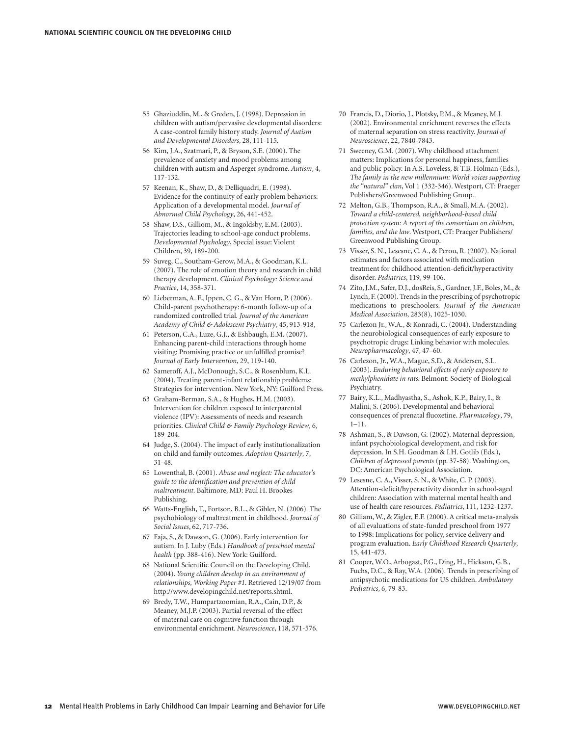55 Ghaziuddin, M., & Greden, J. (1998). Depression in children with autism/pervasive developmental disorders: A case-control family history study. *Journal of Autism and Developmental Disorders*, 28, 111-115.

56 Kim, J.A., Szatmari, P., & Bryson, S.E. (2000). The prevalence of anxiety and mood problems among children with autism and Asperger syndrome. *Autism*, 4, 117-132.

57 Keenan, K., Shaw, D., & Delliquadri, E. (1998). Evidence for the continuity of early problem behaviors: Application of a developmental model. *Journal of Abnormal Child Psychology*, 26, 441-452.

58 Shaw, D.S., Gilliom, M., & Ingoldsby, E.M. (2003). Trajectories leading to school-age conduct problems. *Developmental Psychology*, Special issue: Violent Children, 39, 189-200.

59 Suveg, C., Southam-Gerow, M.A., & Goodman, K.L. (2007). The role of emotion theory and research in child therapy development. *Clinical Psychology: Science and Practice*, 14, 358-371.

60 Lieberman, A. F., Ippen, C. G., & Van Horn, P. (2006). Child-parent psychotherapy: 6-month follow-up of a randomized controlled trial. *Journal of the American Academy of Child & Adolescent Psychiatry*, 45, 913-918,

61 Peterson, C.A., Luze, G.J., & Eshbaugh, E.M. (2007). Enhancing parent-child interactions through home visiting: Promising practice or unfulfilled promise? *Journal of Early Intervention*, 29, 119-140.

62 Sameroff, A.J., McDonough, S.C., & Rosenblum, K.L. (2004). Treating parent-infant relationship problems: Strategies for intervention. New York, NY: Guilford Press.

63 Graham-Berman, S.A., & Hughes, H.M. (2003). Intervention for children exposed to interparental violence (IPV): Assessments of needs and research priorities. *Clinical Child & Family Psychology Review*, 6, 189-204.

64 Judge, S. (2004). The impact of early institutionalization on child and family outcomes. *Adoption Quarterly*, 7, 31-48.

65 Lowenthal, B. (2001). *Abuse and neglect: The educator's guide to the identification and prevention of child maltreatment*. Baltimore, MD: Paul H. Brookes Publishing.

66 Watts-English, T., Fortson, B.L., & Gibler, N. (2006). The psychobiology of maltreatment in childhood. *Journal of Social Issues*, 62, 717-736.

67 Faja, S., & Dawson, G. (2006). Early intervention for autism. In J. Luby (Eds.) *Handbook of preschool mental health* (pp. 388-416). New York: Guilford.

68 National Scientific Council on the Developing Child. (2004). *Young children develop in an environment of relationships, Working Paper #1*. Retrieved 12/19/07 from http://www.developingchild.net/reports.shtml.

69 Bredy, T.W., Humpartzoomian, R.A., Cain, D.P., & Meaney, M.J.P. (2003). Partial reversal of the effect of maternal care on cognitive function through environmental enrichment. *Neuroscience*, 118, 571-576.

70 Francis, D., Diorio, J., Plotsky, P.M., & Meaney, M.J. (2002). Environmental enrichment reverses the effects of maternal separation on stress reactivity. *Journal of Neuroscience*, 22, 7840-7843.

71 Sweeney, G.M. (2007). Why childhood attachment matters: Implications for personal happiness, families and public policy. In A.S. Loveless, & T.B. Holman (Eds.), *The family in the new millennium: World voices supporting the "natural" clan*, Vol 1 (332-346). Westport, CT: Praeger Publishers/Greenwood Publishing Group..

72 Melton, G.B., Thompson, R.A., & Small, M.A. (2002). *Toward a child-centered, neighborhood-based child protection system: A report of the consortium on children, families, and the law*. Westport, CT: Praeger Publishers/ Greenwood Publishing Group.

73 Visser, S. N., Lesesne, C. A., & Perou, R. (2007). National estimates and factors associated with medication treatment for childhood attention-deficit/hyperactivity disorder. *Pediatrics*, 119, 99-106.

74 Zito, J.M., Safer, D.J., dosReis, S., Gardner, J.F., Boles, M., & Lynch, F. (2000). Trends in the prescribing of psychotropic medications to preschoolers. *Journal of the American Medical Association*, 283(8), 1025-1030.

75 Carlezon Jr., W.A., & Konradi, C. (2004). Understanding the neurobiological consequences of early exposure to psychotropic drugs: Linking behavior with molecules. *Neuropharmacology*, 47, 47–60.

76 Carlezon, Jr., W.A., Mague, S.D., & Andersen, S.L. (2003). *Enduring behavioral effects of early exposure to methylphenidate in rats*. Belmont: Society of Biological Psychiatry.

77 Bairy, K.L., Madhyastha, S., Ashok, K.P., Bairy, I., & Malini, S. (2006). Developmental and behavioral consequences of prenatal fluoxetine. *Pharmacology*, 79, 1–11.

78 Ashman, S., & Dawson, G. (2002). Maternal depression, infant psychobiological development, and risk for depression. In S.H. Goodman & I.H. Gotlib (Eds.), *Children of depressed parents* (pp. 37-58). Washington, DC: American Psychological Association.

79 Lesesne, C. A., Visser, S. N., & White, C. P. (2003). Attention-deficit/hyperactivity disorder in school-aged children: Association with maternal mental health and use of health care resources. *Pediatrics*, 111, 1232-1237.

80 Gilliam, W., & Zigler, E.F. (2000). A critical meta-analysis of all evaluations of state-funded preschool from 1977 to 1998: Implications for policy, service delivery and program evaluation. *Early Childhood Research Quarterly*, 15, 441-473.

81 Cooper, W.O., Arbogast, P.G., Ding, H., Hickson, G.B., Fuchs, D.C., & Ray, W.A. (2006). Trends in prescribing of antipsychotic medications for US children. *Ambulatory Pediatrics*, 6, 79-83.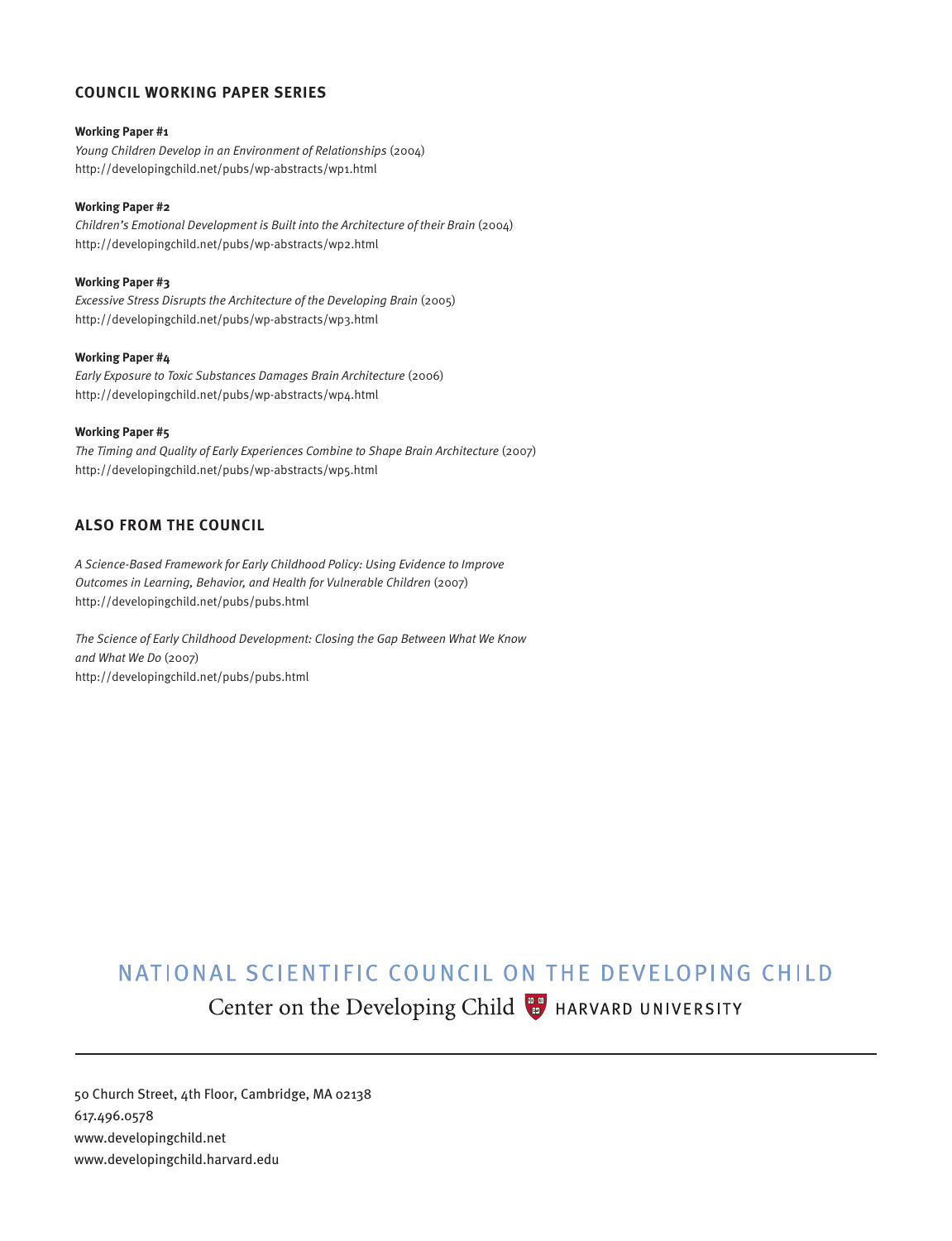## COUNCIL WORKING PAPER SERIES

**Working Paper #1**
*Young Children Develop in an Environment of Relationships* (2004)
http://developingchild.net/pubs/wp-abstracts/wp1.html

**Working Paper #2**
*Children's Emotional Development is Built into the Architecture of their Brain* (2004)
http://developingchild.net/pubs/wp-abstracts/wp2.html

**Working Paper #3**
*Excessive Stress Disrupts the Architecture of the Developing Brain* (2005)
http://developingchild.net/pubs/wp-abstracts/wp3.html

**Working Paper #4**
*Early Exposure to Toxic Substances Damages Brain Architecture* (2006)
http://developingchild.net/pubs/wp-abstracts/wp4.html

**Working Paper #5**
*The Timing and Quality of Early Experiences Combine to Shape Brain Architecture* (2007)
http://developingchild.net/pubs/wp-abstracts/wp5.html

## ALSO FROM THE COUNCIL

*A Science-Based Framework for Early Childhood Policy: Using Evidence to Improve Outcomes in Learning, Behavior, and Health for Vulnerable Children* (2007)
http://developingchild.net/pubs/pubs.html

*The Science of Early Childhood Development: Closing the Gap Between What We Know and What We Do* (2007)
http://developingchild.net/pubs/pubs.html

NATIONAL SCIENTIFIC COUNCIL ON THE DEVELOPING CHILD

Center on the Developing Child HARVARD UNIVERSITY

50 Church Street, 4th Floor, Cambridge, MA 02138
617.496.0578
www.developingchild.net
www.developingchild.harvard.edu